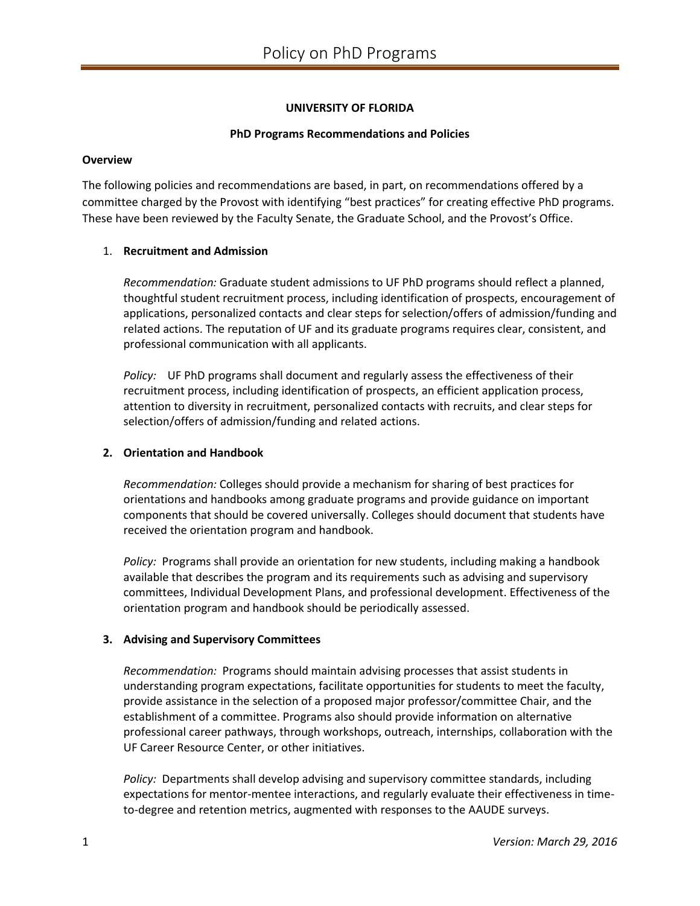# UNIVERSITY OF FLORIDA

## PhD Programs Recommendations and Policies

### Overview

The following policies and recommendations are based, in part, on recommendations offered by a committee charged by the Provost with identifying "best practices" for creating effective PhD programs. These have been reviewed by the Faculty Senate, the Graduate School, and the Provost's Office.

1. **Recruitment and Admission**

   *Recommendation:* Graduate student admissions to UF PhD programs should reflect a planned, thoughtful student recruitment process, including identification of prospects, encouragement of applications, personalized contacts and clear steps for selection/offers of admission/funding and related actions. The reputation of UF and its graduate programs requires clear, consistent, and professional communication with all applicants.

   *Policy:* UF PhD programs shall document and regularly assess the effectiveness of their recruitment process, including identification of prospects, an efficient application process, attention to diversity in recruitment, personalized contacts with recruits, and clear steps for selection/offers of admission/funding and related actions.

2. **Orientation and Handbook**

   *Recommendation:* Colleges should provide a mechanism for sharing of best practices for orientations and handbooks among graduate programs and provide guidance on important components that should be covered universally. Colleges should document that students have received the orientation program and handbook.

   *Policy:* Programs shall provide an orientation for new students, including making a handbook available that describes the program and its requirements such as advising and supervisory committees, Individual Development Plans, and professional development. Effectiveness of the orientation program and handbook should be periodically assessed.

3. **Advising and Supervisory Committees**

   *Recommendation:* Programs should maintain advising processes that assist students in understanding program expectations, facilitate opportunities for students to meet the faculty, provide assistance in the selection of a proposed major professor/committee Chair, and the establishment of a committee. Programs also should provide information on alternative professional career pathways, through workshops, outreach, internships, collaboration with the UF Career Resource Center, or other initiatives.

   *Policy:* Departments shall develop advising and supervisory committee standards, including expectations for mentor-mentee interactions, and regularly evaluate their effectiveness in time-to-degree and retention metrics, augmented with responses to the AAUDE surveys.

*Version: March 29, 2016*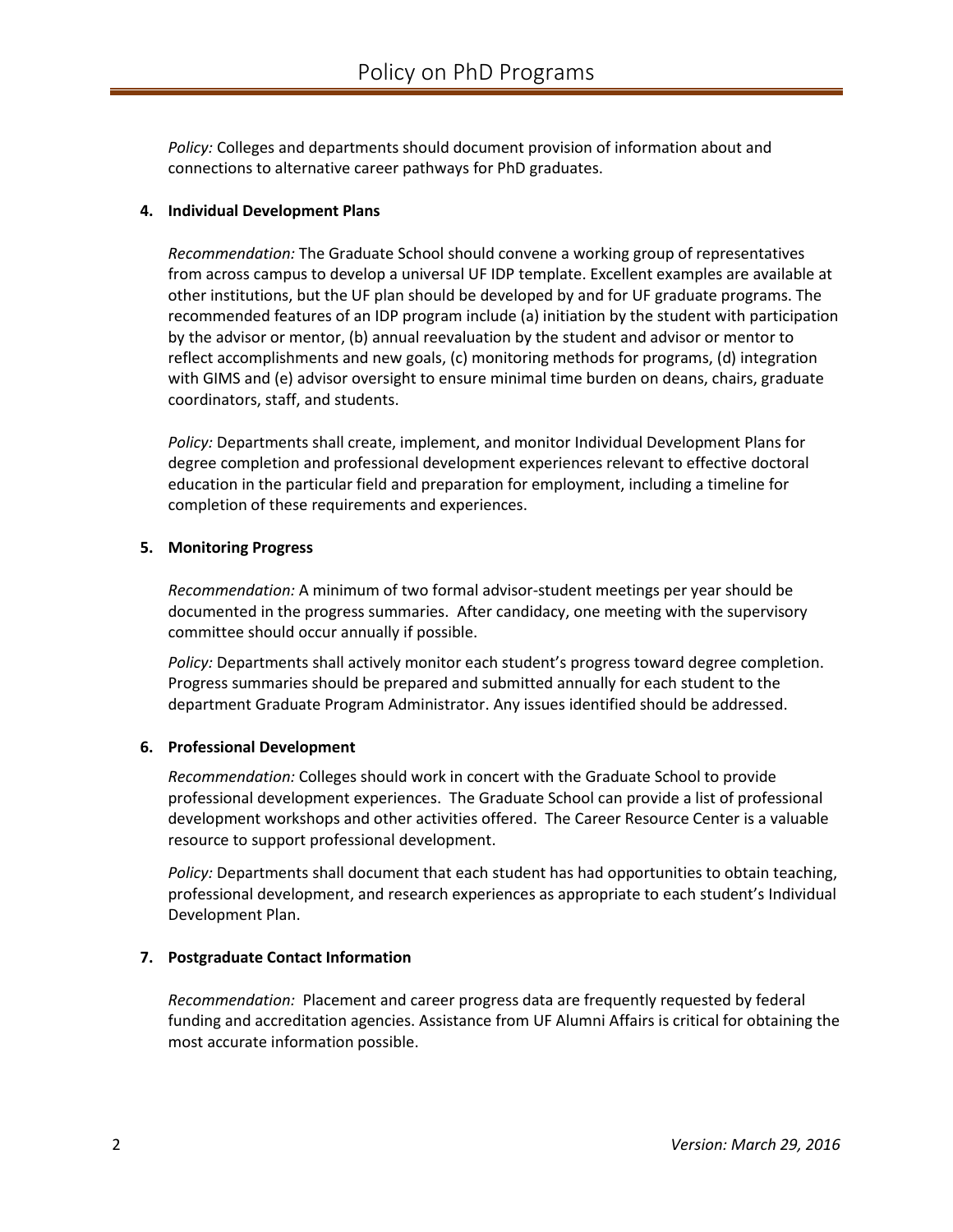*Policy:* Colleges and departments should document provision of information about and connections to alternative career pathways for PhD graduates.

**4. Individual Development Plans**

*Recommendation:* The Graduate School should convene a working group of representatives from across campus to develop a universal UF IDP template. Excellent examples are available at other institutions, but the UF plan should be developed by and for UF graduate programs. The recommended features of an IDP program include (a) initiation by the student with participation by the advisor or mentor, (b) annual reevaluation by the student and advisor or mentor to reflect accomplishments and new goals, (c) monitoring methods for programs, (d) integration with GIMS and (e) advisor oversight to ensure minimal time burden on deans, chairs, graduate coordinators, staff, and students.

*Policy:* Departments shall create, implement, and monitor Individual Development Plans for degree completion and professional development experiences relevant to effective doctoral education in the particular field and preparation for employment, including a timeline for completion of these requirements and experiences.

**5. Monitoring Progress**

*Recommendation:* A minimum of two formal advisor-student meetings per year should be documented in the progress summaries. After candidacy, one meeting with the supervisory committee should occur annually if possible.

*Policy:* Departments shall actively monitor each student's progress toward degree completion. Progress summaries should be prepared and submitted annually for each student to the department Graduate Program Administrator. Any issues identified should be addressed.

**6. Professional Development**

*Recommendation:* Colleges should work in concert with the Graduate School to provide professional development experiences. The Graduate School can provide a list of professional development workshops and other activities offered. The Career Resource Center is a valuable resource to support professional development.

*Policy:* Departments shall document that each student has had opportunities to obtain teaching, professional development, and research experiences as appropriate to each student's Individual Development Plan.

**7. Postgraduate Contact Information**

*Recommendation:* Placement and career progress data are frequently requested by federal funding and accreditation agencies. Assistance from UF Alumni Affairs is critical for obtaining the most accurate information possible.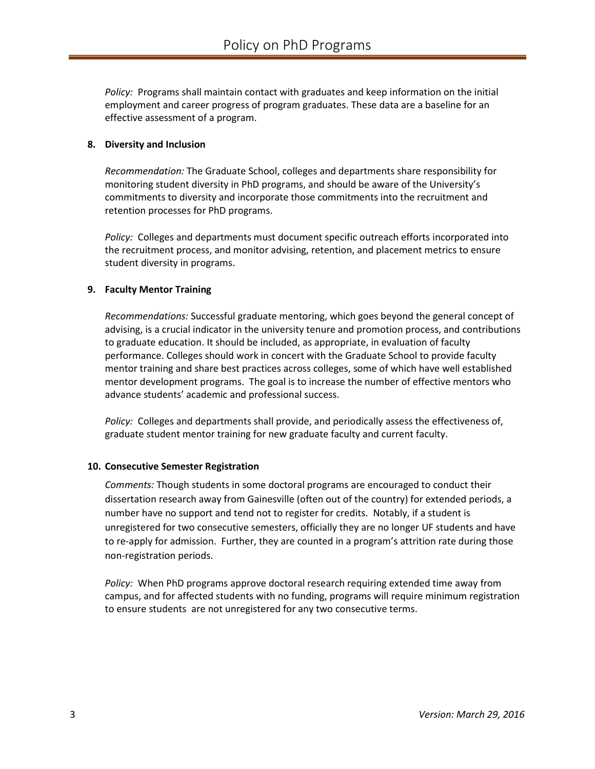*Policy:* Programs shall maintain contact with graduates and keep information on the initial employment and career progress of program graduates. These data are a baseline for an effective assessment of a program.

**8. Diversity and Inclusion**

*Recommendation:* The Graduate School, colleges and departments share responsibility for monitoring student diversity in PhD programs, and should be aware of the University's commitments to diversity and incorporate those commitments into the recruitment and retention processes for PhD programs.

*Policy:* Colleges and departments must document specific outreach efforts incorporated into the recruitment process, and monitor advising, retention, and placement metrics to ensure student diversity in programs.

**9. Faculty Mentor Training**

*Recommendations:* Successful graduate mentoring, which goes beyond the general concept of advising, is a crucial indicator in the university tenure and promotion process, and contributions to graduate education. It should be included, as appropriate, in evaluation of faculty performance. Colleges should work in concert with the Graduate School to provide faculty mentor training and share best practices across colleges, some of which have well established mentor development programs. The goal is to increase the number of effective mentors who advance students' academic and professional success.

*Policy:* Colleges and departments shall provide, and periodically assess the effectiveness of, graduate student mentor training for new graduate faculty and current faculty.

**10. Consecutive Semester Registration**

*Comments:* Though students in some doctoral programs are encouraged to conduct their dissertation research away from Gainesville (often out of the country) for extended periods, a number have no support and tend not to register for credits. Notably, if a student is unregistered for two consecutive semesters, officially they are no longer UF students and have to re-apply for admission. Further, they are counted in a program's attrition rate during those non-registration periods.

*Policy:* When PhD programs approve doctoral research requiring extended time away from campus, and for affected students with no funding, programs will require minimum registration to ensure students are not unregistered for any two consecutive terms.

*Version: March 29, 2016*